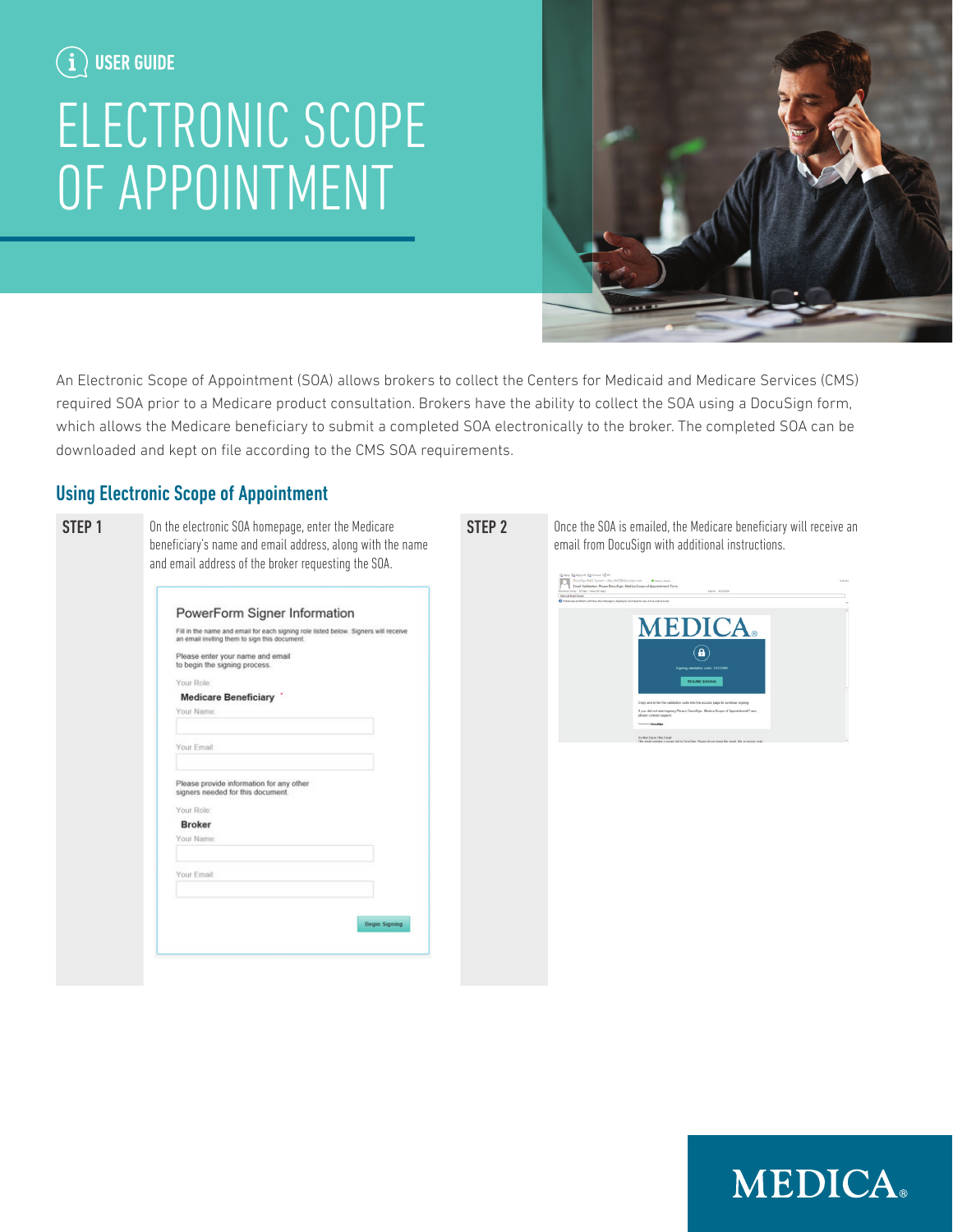USER GUIDE

# ELECTRONIC SCOPE OF APPOINTMENT

An Electronic Scope of Appointment (SOA) allows brokers to collect the Centers for Medicaid and Medicare Services (CMS) required SOA prior to a Medicare product consultation. Brokers have the ability to collect the SOA using a DocuSign form, which allows the Medicare beneficiary to submit a completed SOA electronically to the broker. The completed SOA can be downloaded and kept on file according to the CMS SOA requirements.

## Using Electronic Scope of Appointment

**STEP 1**

On the electronic SOA homepage, enter the Medicare beneficiary's name and email address, along with the name and email address of the broker requesting the SOA.

PowerForm Signer Information

Fill in the name and email for each signing role listed below. Signers will receive an email inviting them to sign this document.

Please enter your name and email to begin the signing process.

Your Role:
**Medicare Beneficiary** *

Your Name:

Your Email:

Please provide information for any other signers needed for this document.

Your Role:
**Broker**

Your Name:

Your Email:

Begin Signing

**STEP 2**

Once the SOA is emailed, the Medicare beneficiary will receive an email from DocuSign with additional instructions.

MEDICA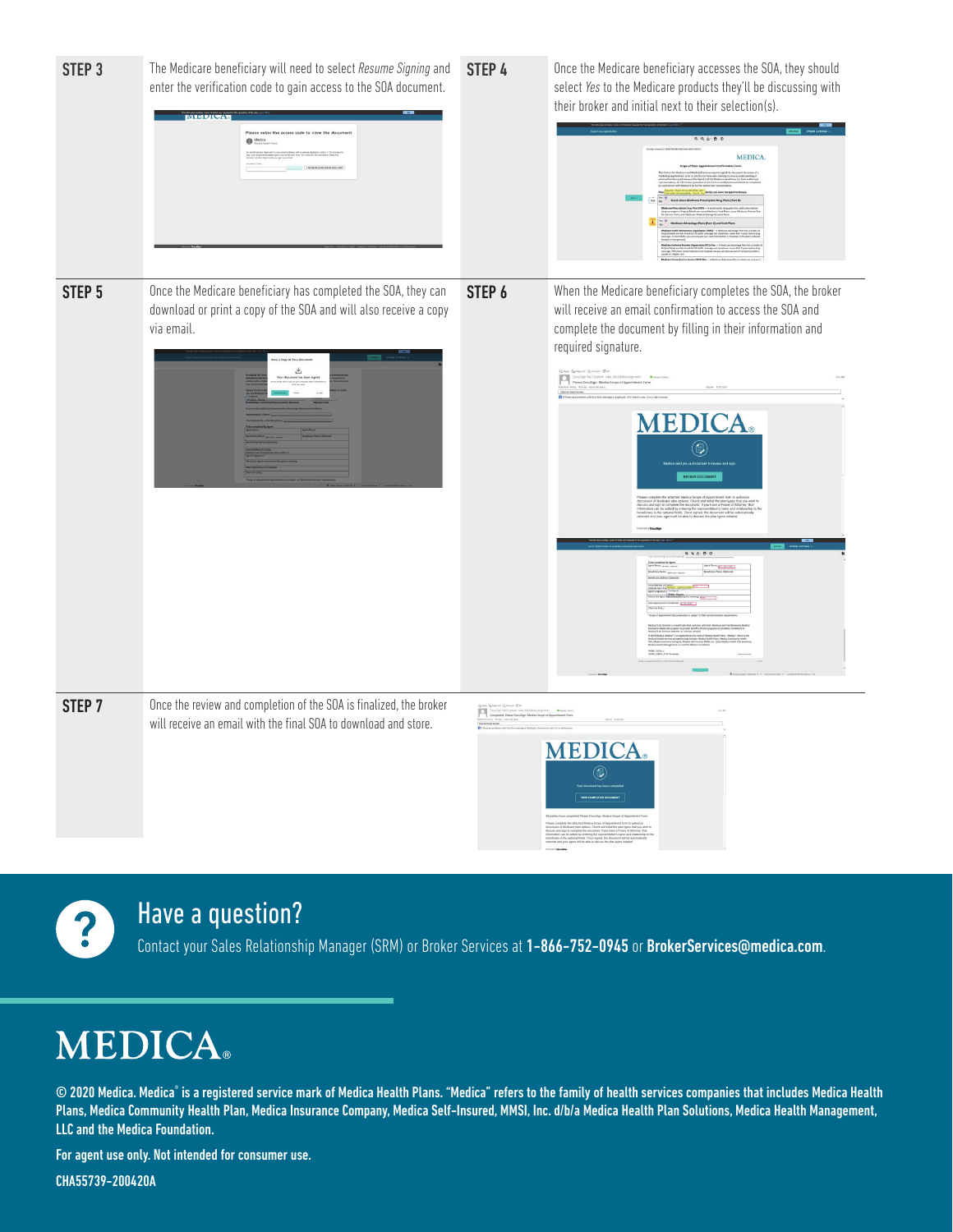**STEP 3**

The Medicare beneficiary will need to select *Resume Signing* and enter the verification code to gain access to the SOA document.

**STEP 4**

Once the Medicare beneficiary accesses the SOA, they should select *Yes* to the Medicare products they'll be discussing with their broker and initial next to their selection(s).

**STEP 5**

Once the Medicare beneficiary has completed the SOA, they can download or print a copy of the SOA and will also receive a copy via email.

**STEP 6**

When the Medicare beneficiary completes the SOA, the broker will receive an email confirmation to access the SOA and complete the document by filling in their information and required signature.

**STEP 7**

Once the review and completion of the SOA is finalized, the broker will receive an email with the final SOA to download and store.

## Have a question?

Contact your Sales Relationship Manager (SRM) or Broker Services at **1-866-752-0945** or **BrokerServices@medica.com**.

MEDICA®

**© 2020 Medica. Medica® is a registered service mark of Medica Health Plans. "Medica" refers to the family of health services companies that includes Medica Health Plans, Medica Community Health Plan, Medica Insurance Company, Medica Self-Insured, MMSI, Inc. d/b/a Medica Health Plan Solutions, Medica Health Management, LLC and the Medica Foundation.**

**For agent use only. Not intended for consumer use.**

**CHA55739-200420A**